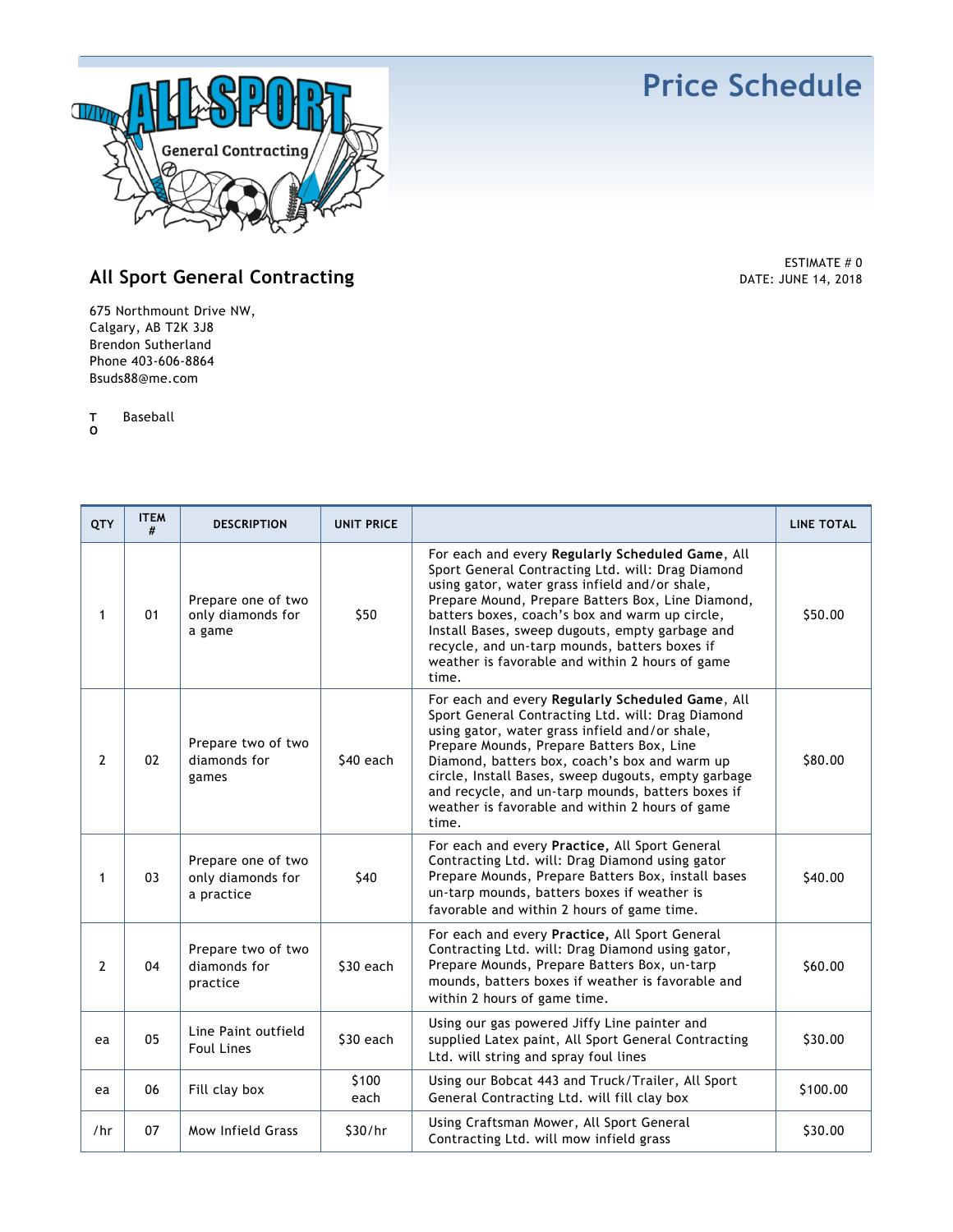# Price Schedule

## All Sport General Contracting

ESTIMATE # 0
DATE: JUNE 14, 2018

675 Northmount Drive NW,
Calgary, AB T2K 3J8
Brendon Sutherland
Phone 403-606-8864
Bsuds88@me.com

TO Baseball

| QTY | ITEM # | DESCRIPTION | UNIT PRICE | | LINE TOTAL |
|---|---|---|---|---|---|
| 1 | 01 | Prepare one of two only diamonds for a game | $50 | For each and every **Regularly Scheduled Game**, All Sport General Contracting Ltd. will: Drag Diamond using gator, water grass infield and/or shale, Prepare Mound, Prepare Batters Box, Line Diamond, batters boxes, coach's box and warm up circle, Install Bases, sweep dugouts, empty garbage and recycle, and un-tarp mounds, batters boxes if weather is favorable and within 2 hours of game time. | $50.00 |
| 2 | 02 | Prepare two of two diamonds for games | $40 each | For each and every **Regularly Scheduled Game**, All Sport General Contracting Ltd. will: Drag Diamond using gator, water grass infield and/or shale, Prepare Mounds, Prepare Batters Box, Line Diamond, batters box, coach's box and warm up circle, Install Bases, sweep dugouts, empty garbage and recycle, and un-tarp mounds, batters boxes if weather is favorable and within 2 hours of game time. | $80.00 |
| 1 | 03 | Prepare one of two only diamonds for a practice | $40 | For each and every **Practice**, All Sport General Contracting Ltd. will: Drag Diamond using gator Prepare Mounds, Prepare Batters Box, install bases un-tarp mounds, batters boxes if weather is favorable and within 2 hours of game time. | $40.00 |
| 2 | 04 | Prepare two of two diamonds for practice | $30 each | For each and every **Practice**, All Sport General Contracting Ltd. will: Drag Diamond using gator, Prepare Mounds, Prepare Batters Box, un-tarp mounds, batters boxes if weather is favorable and within 2 hours of game time. | $60.00 |
| ea | 05 | Line Paint outfield Foul Lines | $30 each | Using our gas powered Jiffy Line painter and supplied Latex paint, All Sport General Contracting Ltd. will string and spray foul lines | $30.00 |
| ea | 06 | Fill clay box | $100 each | Using our Bobcat 443 and Truck/Trailer, All Sport General Contracting Ltd. will fill clay box | $100.00 |
| /hr | 07 | Mow Infield Grass | $30/hr | Using Craftsman Mower, All Sport General Contracting Ltd. will mow infield grass | $30.00 |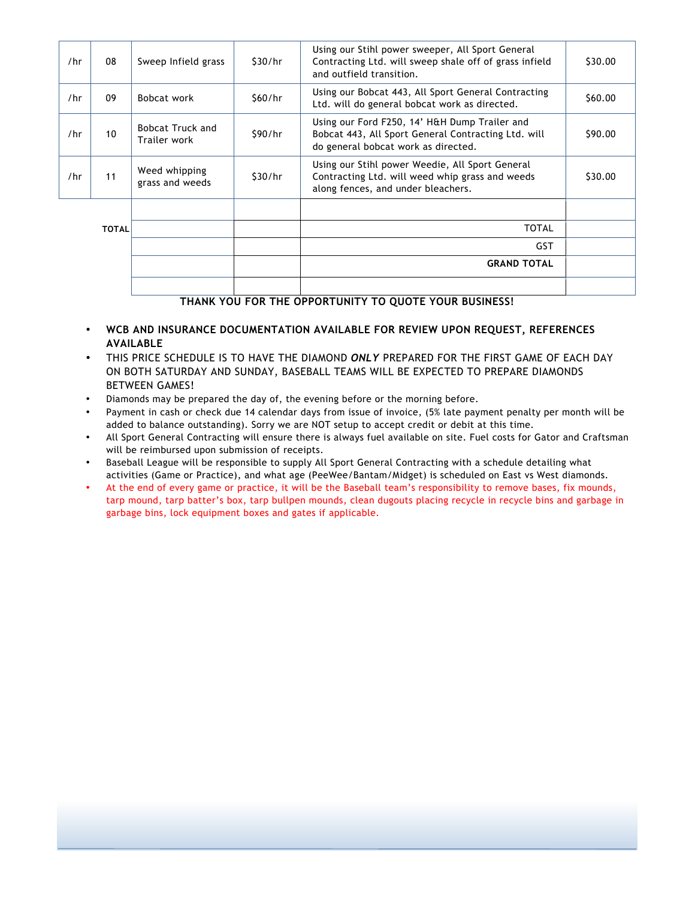| | | | | | |
|---|---|---|---|---|---|
| /hr | 08 | Sweep Infield grass | $30/hr | Using our Stihl power sweeper, All Sport General Contracting Ltd. will sweep shale off of grass infield and outfield transition. | $30.00 |
| /hr | 09 | Bobcat work | $60/hr | Using our Bobcat 443, All Sport General Contracting Ltd. will do general bobcat work as directed. | $60.00 |
| /hr | 10 | Bobcat Truck and Trailer work | $90/hr | Using our Ford F250, 14' H&H Dump Trailer and Bobcat 443, All Sport General Contracting Ltd. will do general bobcat work as directed. | $90.00 |
| /hr | 11 | Weed whipping grass and weeds | $30/hr | Using our Stihl power Weedie, All Sport General Contracting Ltd. will weed whip grass and weeds along fences, and under bleachers. | $30.00 |
| | | | | | |
| | TOTAL | | | TOTAL | |
| | | | | GST | |
| | | | | **GRAND TOTAL** | |
| | | | | | |

**THANK YOU FOR THE OPPORTUNITY TO QUOTE YOUR BUSINESS!**

- **WCB AND INSURANCE DOCUMENTATION AVAILABLE FOR REVIEW UPON REQUEST, REFERENCES AVAILABLE**
- THIS PRICE SCHEDULE IS TO HAVE THE DIAMOND ***ONLY*** PREPARED FOR THE FIRST GAME OF EACH DAY ON BOTH SATURDAY AND SUNDAY, BASEBALL TEAMS WILL BE EXPECTED TO PREPARE DIAMONDS BETWEEN GAMES!
- Diamonds may be prepared the day of, the evening before or the morning before.
- Payment in cash or check due 14 calendar days from issue of invoice, (5% late payment penalty per month will be added to balance outstanding). Sorry we are NOT setup to accept credit or debit at this time.
- All Sport General Contracting will ensure there is always fuel available on site. Fuel costs for Gator and Craftsman will be reimbursed upon submission of receipts.
- Baseball League will be responsible to supply All Sport General Contracting with a schedule detailing what activities (Game or Practice), and what age (PeeWee/Bantam/Midget) is scheduled on East vs West diamonds.
- At the end of every game or practice, it will be the Baseball team's responsibility to remove bases, fix mounds, tarp mound, tarp batter's box, tarp bullpen mounds, clean dugouts placing recycle in recycle bins and garbage in garbage bins, lock equipment boxes and gates if applicable.